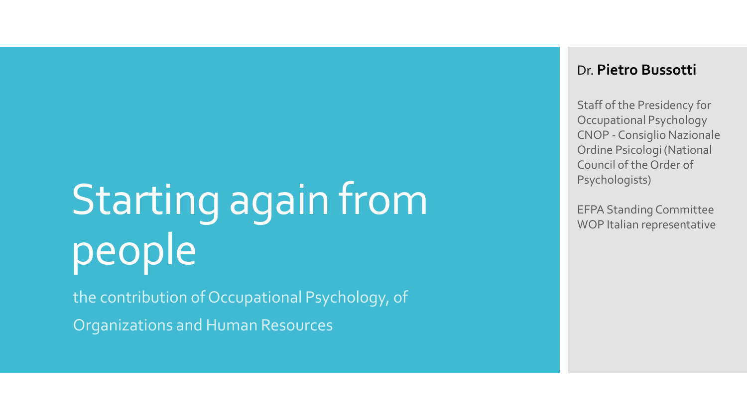# Starting again from people

the contribution of Occupational Psychology, of Organizations and Human Resources

Dr. **Pietro Bussotti**

Staff of the Presidency for Occupational Psychology CNOP - Consiglio Nazionale Ordine Psicologi (National Council of the Order of Psychologists)

EFPA Standing Committee WOP Italian representative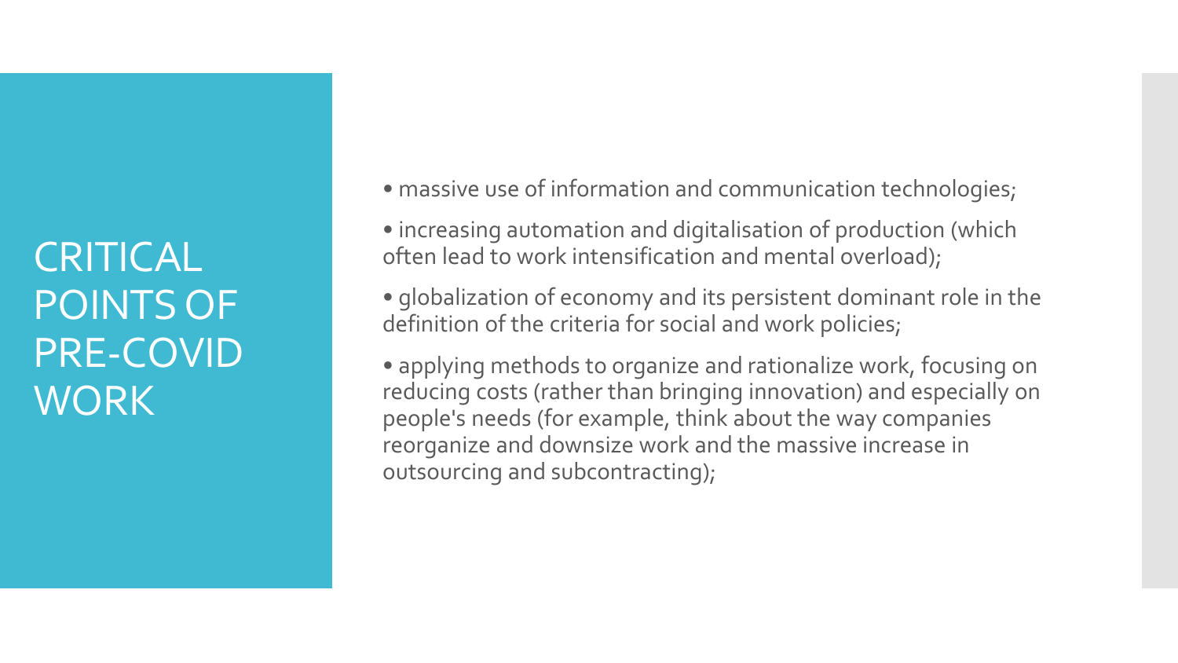# CRITICAL POINTS OF PRE-COVID WORK

- massive use of information and communication technologies;
- increasing automation and digitalisation of production (which often lead to work intensification and mental overload);
- globalization of economy and its persistent dominant role in the definition of the criteria for social and work policies;
- applying methods to organize and rationalize work, focusing on reducing costs (rather than bringing innovation) and especially on people's needs (for example, think about the way companies reorganize and downsize work and the massive increase in outsourcing and subcontracting);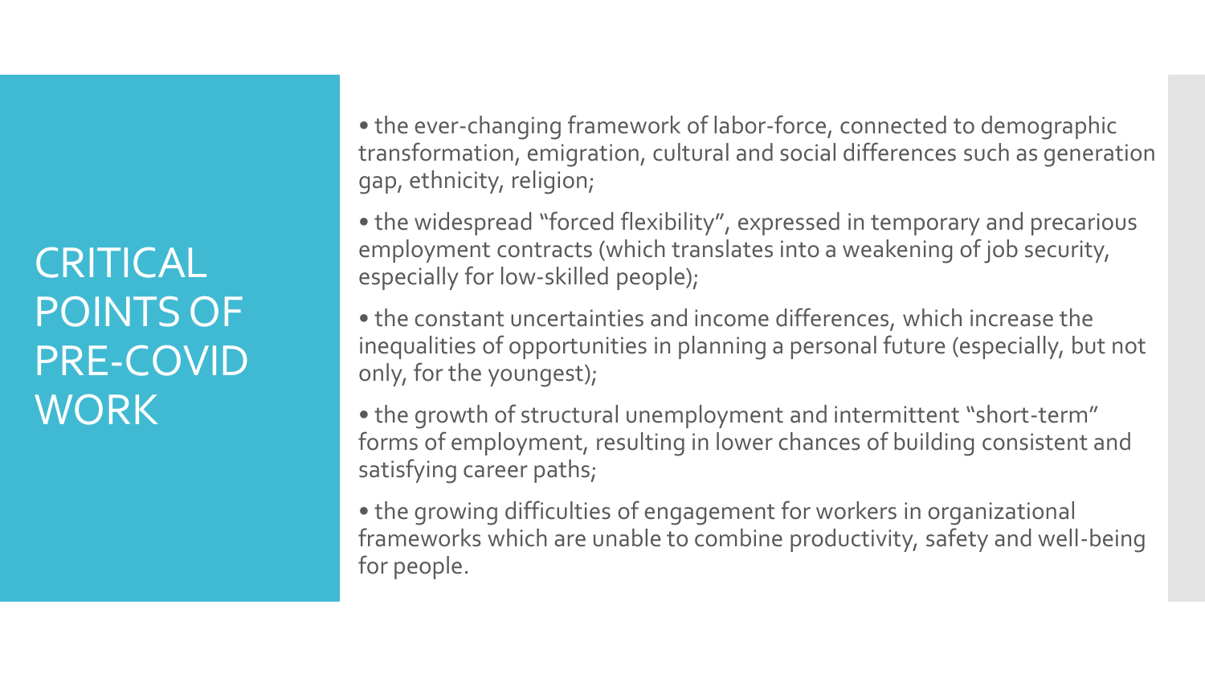# CRITICAL POINTS OF PRE-COVID WORK

- the ever-changing framework of labor-force, connected to demographic transformation, emigration, cultural and social differences such as generation gap, ethnicity, religion;
- the widespread "forced flexibility", expressed in temporary and precarious employment contracts (which translates into a weakening of job security, especially for low-skilled people);
- the constant uncertainties and income differences, which increase the inequalities of opportunities in planning a personal future (especially, but not only, for the youngest);
- the growth of structural unemployment and intermittent "short-term" forms of employment, resulting in lower chances of building consistent and satisfying career paths;
- the growing difficulties of engagement for workers in organizational frameworks which are unable to combine productivity, safety and well-being for people.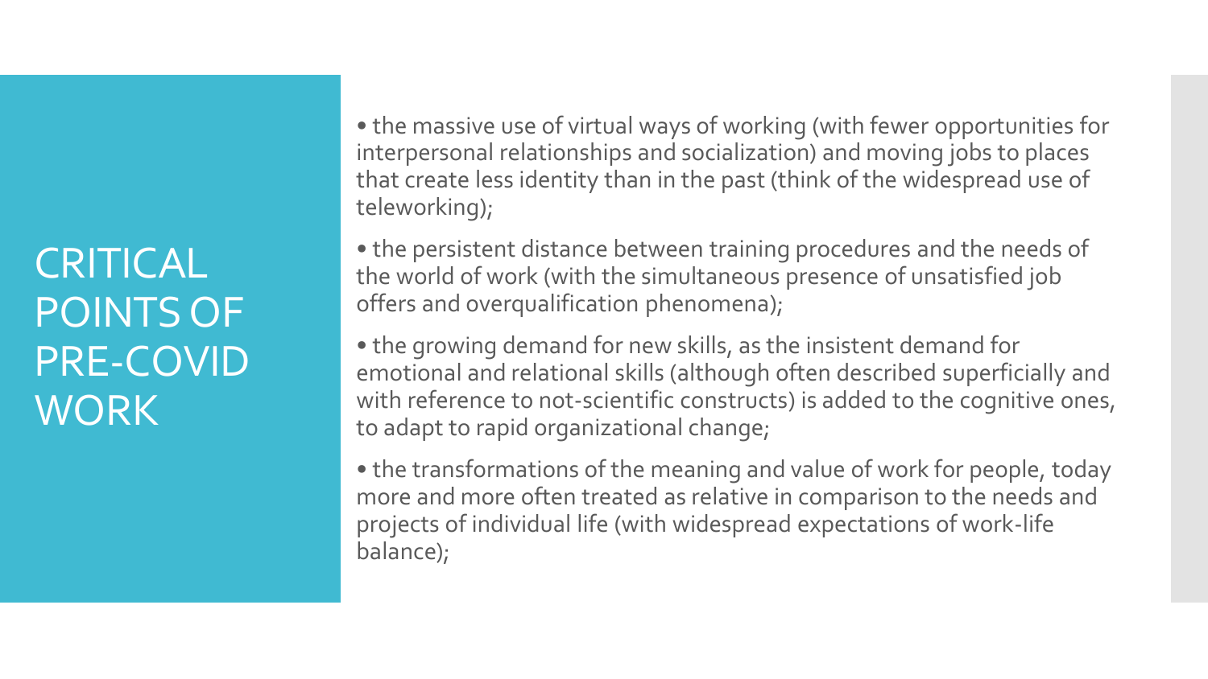# CRITICAL POINTS OF PRE-COVID WORK

- the massive use of virtual ways of working (with fewer opportunities for interpersonal relationships and socialization) and moving jobs to places that create less identity than in the past (think of the widespread use of teleworking);
- the persistent distance between training procedures and the needs of the world of work (with the simultaneous presence of unsatisfied job offers and overqualification phenomena);
- the growing demand for new skills, as the insistent demand for emotional and relational skills (although often described superficially and with reference to not-scientific constructs) is added to the cognitive ones, to adapt to rapid organizational change;
- the transformations of the meaning and value of work for people, today more and more often treated as relative in comparison to the needs and projects of individual life (with widespread expectations of work-life balance);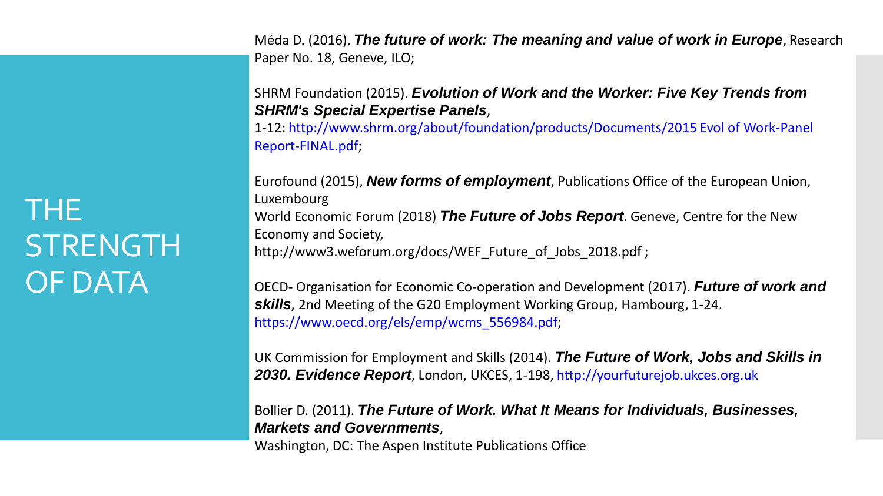# THE STRENGTH OF DATA

Méda D. (2016). ***The future of work: The meaning and value of work in Europe***, Research Paper No. 18, Geneve, ILO;

SHRM Foundation (2015). ***Evolution of Work and the Worker: Five Key Trends from SHRM's Special Expertise Panels***, 1-12: http://www.shrm.org/about/foundation/products/Documents/2015 Evol of Work-Panel Report-FINAL.pdf;

Eurofound (2015), ***New forms of employment***, Publications Office of the European Union, Luxembourg

World Economic Forum (2018) ***The Future of Jobs Report***. Geneve, Centre for the New Economy and Society, http://www3.weforum.org/docs/WEF_Future_of_Jobs_2018.pdf ;

OECD- Organisation for Economic Co-operation and Development (2017). ***Future of work and skills***, 2nd Meeting of the G20 Employment Working Group, Hambourg, 1-24. https://www.oecd.org/els/emp/wcms_556984.pdf;

UK Commission for Employment and Skills (2014). ***The Future of Work, Jobs and Skills in 2030. Evidence Report***, London, UKCES, 1-198, http://yourfuturejob.ukces.org.uk

Bollier D. (2011). ***The Future of Work. What It Means for Individuals, Businesses, Markets and Governments***, Washington, DC: The Aspen Institute Publications Office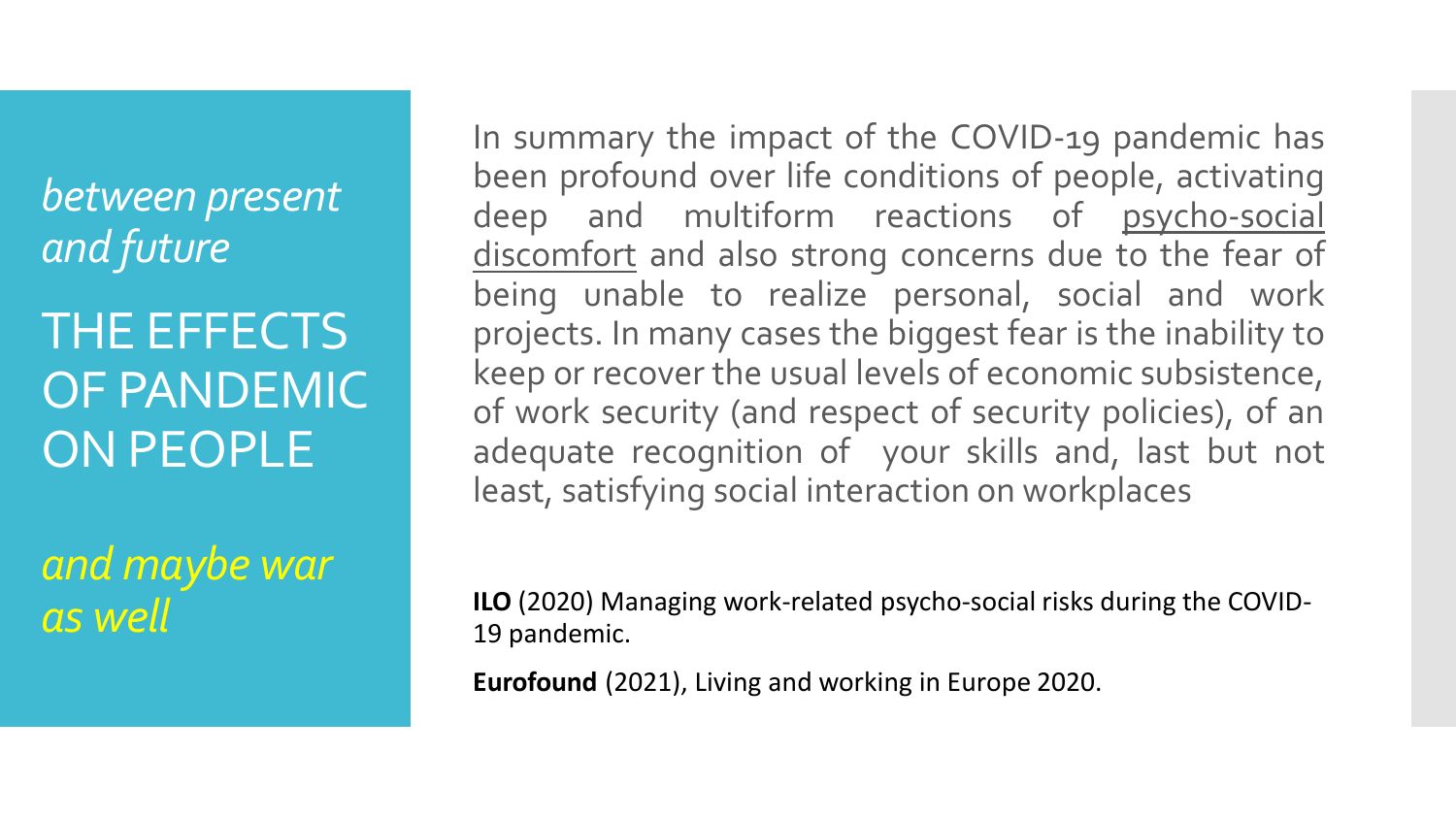*between present and future*

# THE EFFECTS OF PANDEMIC ON PEOPLE

*and maybe war as well*

In summary the impact of the COVID-19 pandemic has been profound over life conditions of people, activating deep and multiform reactions of psycho-social discomfort and also strong concerns due to the fear of being unable to realize personal, social and work projects. In many cases the biggest fear is the inability to keep or recover the usual levels of economic subsistence, of work security (and respect of security policies), of an adequate recognition of your skills and, last but not least, satisfying social interaction on workplaces

**ILO** (2020) Managing work-related psycho-social risks during the COVID-19 pandemic.

**Eurofound** (2021), Living and working in Europe 2020.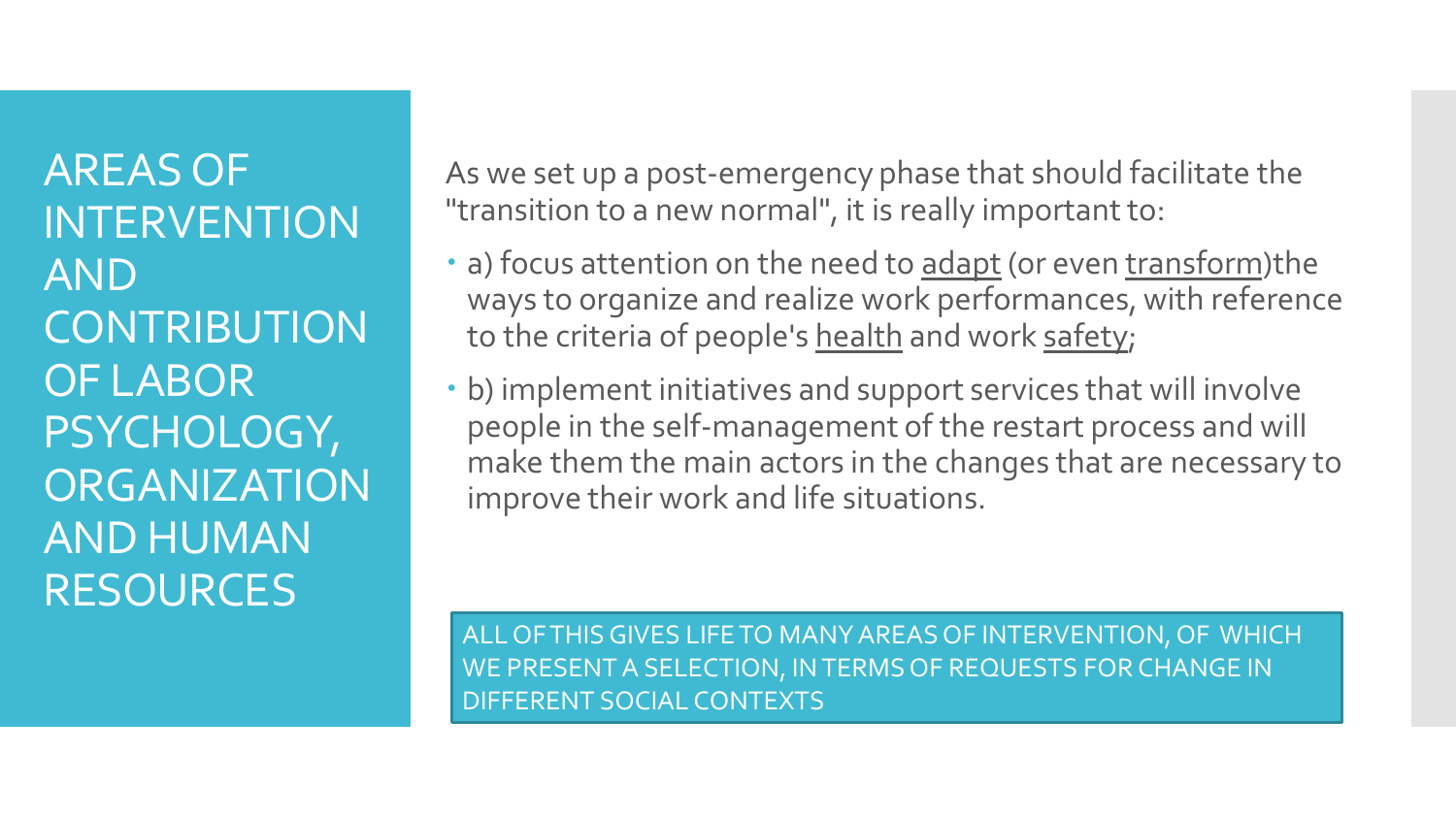# AREAS OF INTERVENTION AND CONTRIBUTION OF LABOR PSYCHOLOGY, ORGANIZATION AND HUMAN RESOURCES

As we set up a post-emergency phase that should facilitate the "transition to a new normal", it is really important to:

- a) focus attention on the need to <u>adapt</u> (or even <u>transform</u>)the ways to organize and realize work performances, with reference to the criteria of people's <u>health</u> and work <u>safety</u>;
- b) implement initiatives and support services that will involve people in the self-management of the restart process and will make them the main actors in the changes that are necessary to improve their work and life situations.

ALL OF THIS GIVES LIFE TO MANY AREAS OF INTERVENTION, OF WHICH WE PRESENT A SELECTION, IN TERMS OF REQUESTS FOR CHANGE IN DIFFERENT SOCIAL CONTEXTS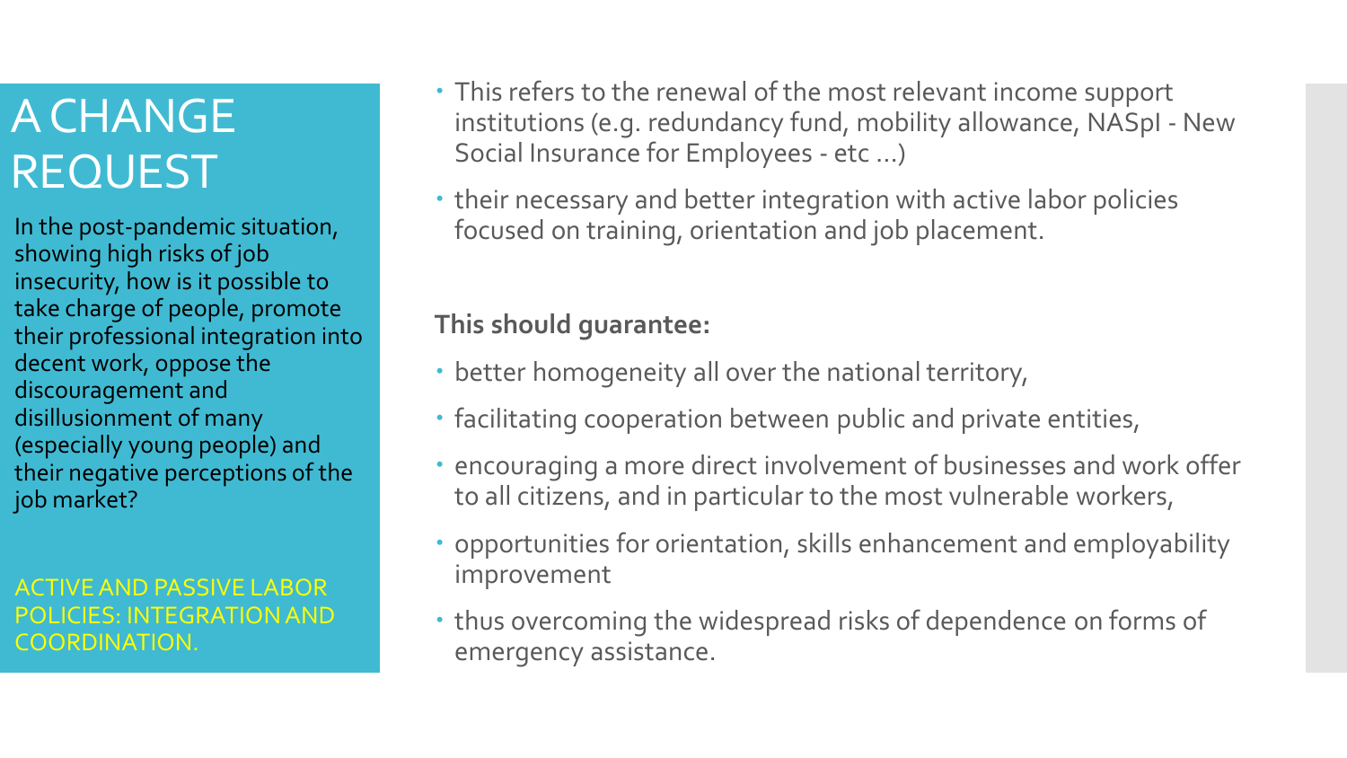# A CHANGE REQUEST

In the post-pandemic situation, showing high risks of job insecurity, how is it possible to take charge of people, promote their professional integration into decent work, oppose the discouragement and disillusionment of many (especially young people) and their negative perceptions of the job market?

ACTIVE AND PASSIVE LABOR POLICIES: INTEGRATION AND COORDINATION.

- This refers to the renewal of the most relevant income support institutions (e.g. redundancy fund, mobility allowance, NASpI - New Social Insurance for Employees - etc ...)
- their necessary and better integration with active labor policies focused on training, orientation and job placement.

**This should guarantee:**

- better homogeneity all over the national territory,
- facilitating cooperation between public and private entities,
- encouraging a more direct involvement of businesses and work offer to all citizens, and in particular to the most vulnerable workers,
- opportunities for orientation, skills enhancement and employability improvement
- thus overcoming the widespread risks of dependence on forms of emergency assistance.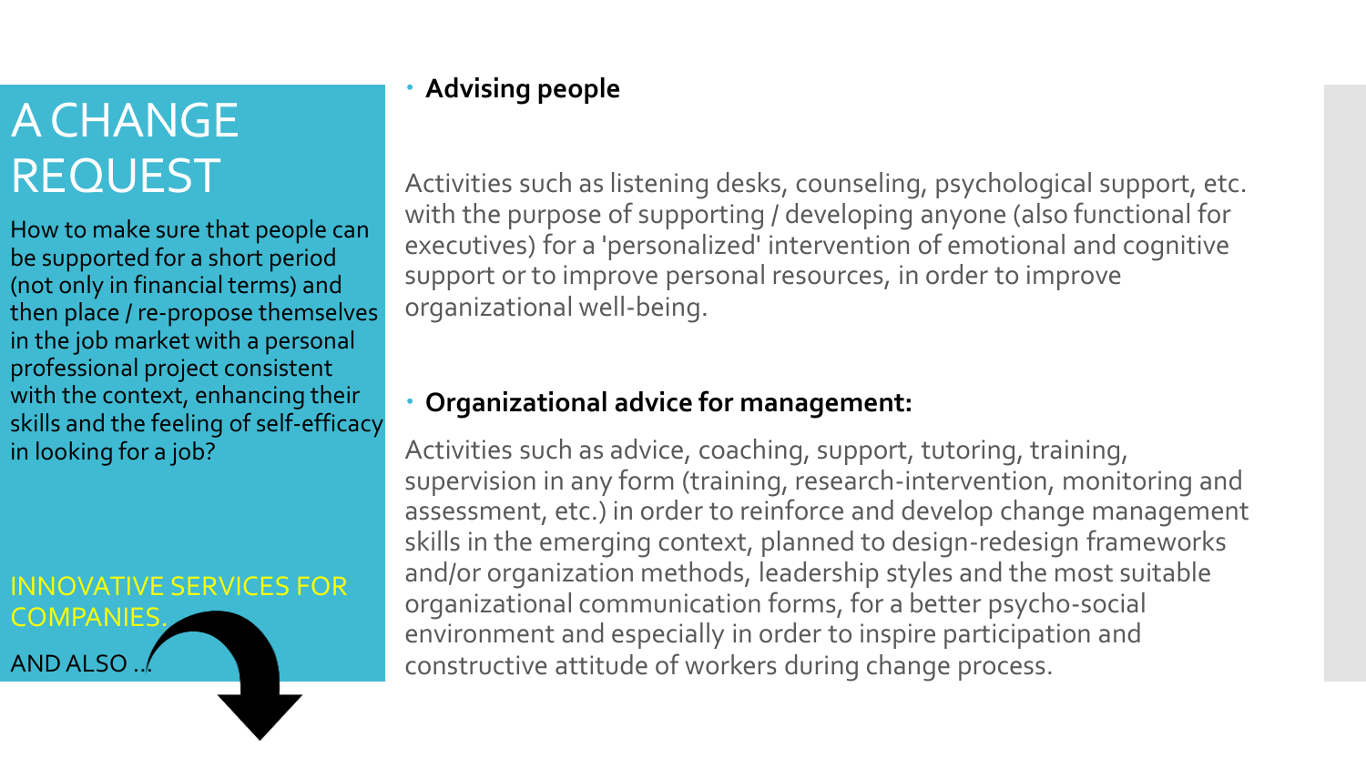# A CHANGE REQUEST

How to make sure that people can be supported for a short period (not only in financial terms) and then place / re-propose themselves in the job market with a personal professional project consistent with the context, enhancing their skills and the feeling of self-efficacy in looking for a job?

INNOVATIVE SERVICES FOR COMPANIES.

AND ALSO ...

- **Advising people**

Activities such as listening desks, counseling, psychological support, etc. with the purpose of supporting / developing anyone (also functional for executives) for a 'personalized' intervention of emotional and cognitive support or to improve personal resources, in order to improve organizational well-being.

- **Organizational advice for management:**

Activities such as advice, coaching, support, tutoring, training, supervision in any form (training, research-intervention, monitoring and assessment, etc.) in order to reinforce and develop change management skills in the emerging context, planned to design-redesign frameworks and/or organization methods, leadership styles and the most suitable organizational communication forms, for a better psycho-social environment and especially in order to inspire participation and constructive attitude of workers during change process.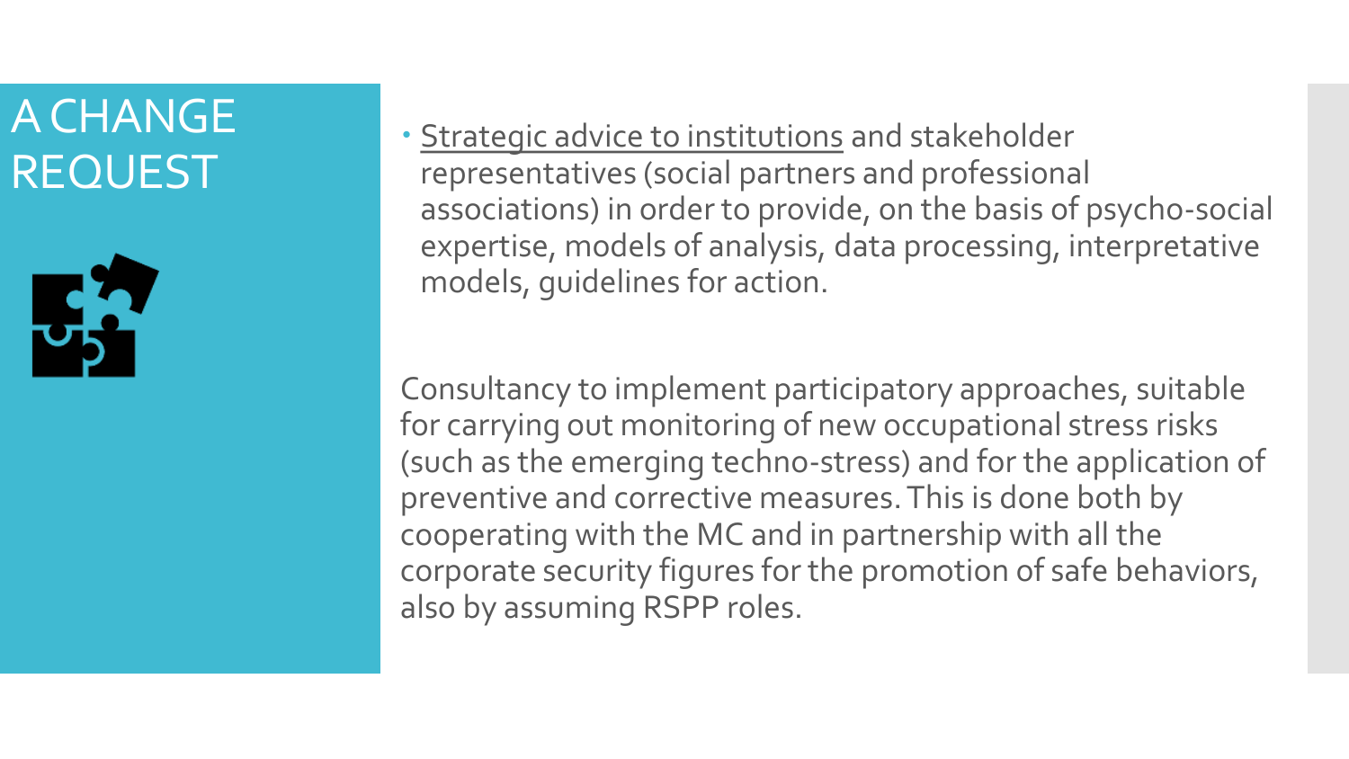# A CHANGE REQUEST

- Strategic advice to institutions and stakeholder representatives (social partners and professional associations) in order to provide, on the basis of psycho-social expertise, models of analysis, data processing, interpretative models, guidelines for action.

Consultancy to implement participatory approaches, suitable for carrying out monitoring of new occupational stress risks (such as the emerging techno-stress) and for the application of preventive and corrective measures. This is done both by cooperating with the MC and in partnership with all the corporate security figures for the promotion of safe behaviors, also by assuming RSPP roles.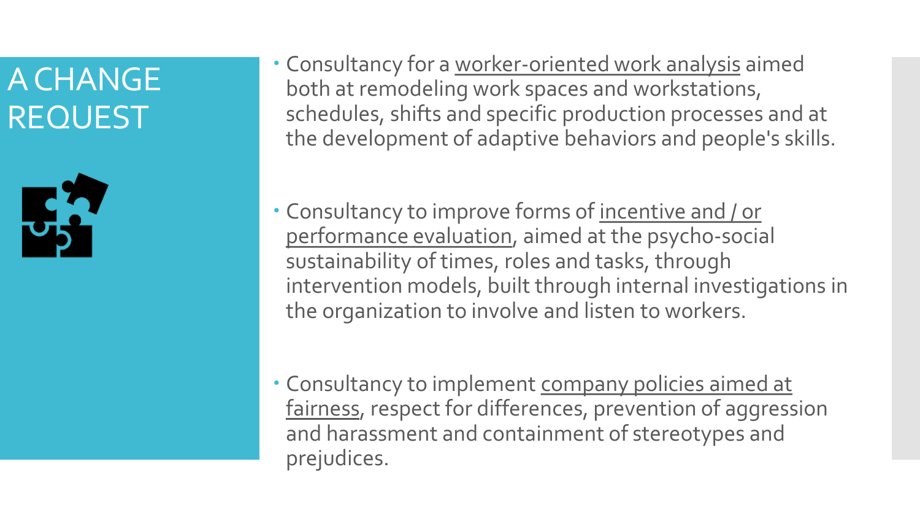# A CHANGE REQUEST

- Consultancy for a worker-oriented work analysis aimed both at remodeling work spaces and workstations, schedules, shifts and specific production processes and at the development of adaptive behaviors and people's skills.

- Consultancy to improve forms of incentive and / or performance evaluation, aimed at the psycho-social sustainability of times, roles and tasks, through intervention models, built through internal investigations in the organization to involve and listen to workers.

- Consultancy to implement company policies aimed at fairness, respect for differences, prevention of aggression and harassment and containment of stereotypes and prejudices.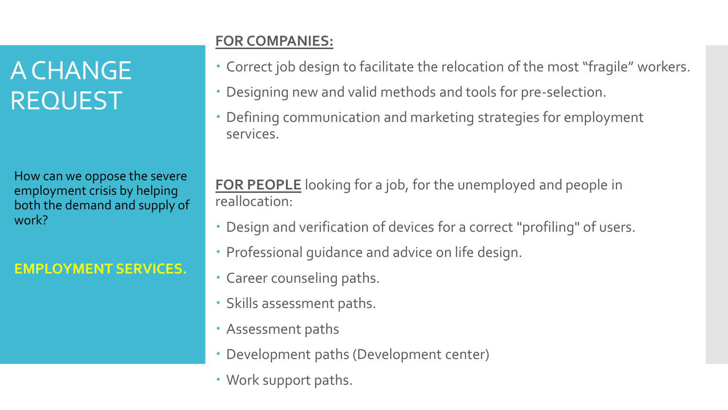# A CHANGE REQUEST

How can we oppose the severe employment crisis by helping both the demand and supply of work?

**EMPLOYMENT SERVICES.**

**FOR COMPANIES:**

- Correct job design to facilitate the relocation of the most “fragile” workers.
- Designing new and valid methods and tools for pre-selection.
- Defining communication and marketing strategies for employment services.

**FOR PEOPLE** looking for a job, for the unemployed and people in reallocation:

- Design and verification of devices for a correct "profiling" of users.
- Professional guidance and advice on life design.
- Career counseling paths.
- Skills assessment paths.
- Assessment paths
- Development paths (Development center)
- Work support paths.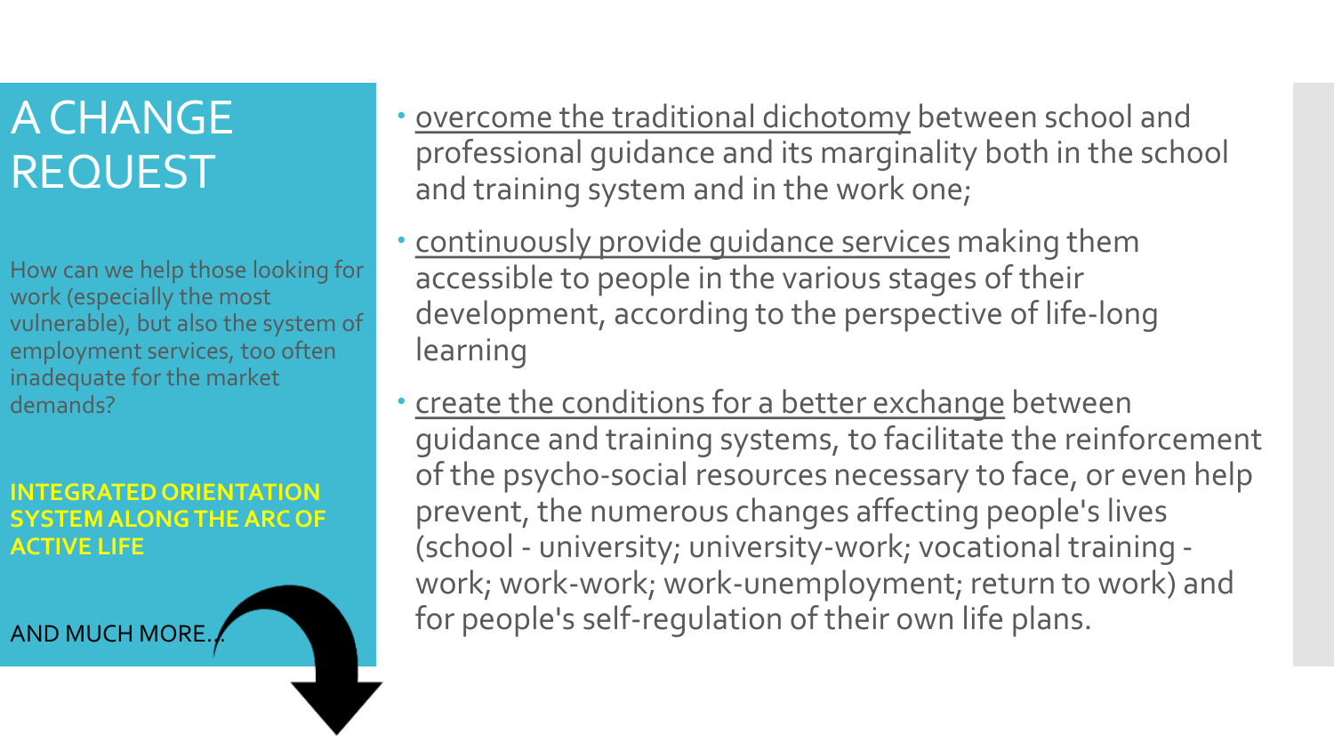# A CHANGE REQUEST

How can we help those looking for work (especially the most vulnerable), but also the system of employment services, too often inadequate for the market demands?

**INTEGRATED ORIENTATION SYSTEM ALONG THE ARC OF ACTIVE LIFE**

AND MUCH MORE...

- overcome the traditional dichotomy between school and professional guidance and its marginality both in the school and training system and in the work one;
- continuously provide guidance services making them accessible to people in the various stages of their development, according to the perspective of life-long learning
- create the conditions for a better exchange between guidance and training systems, to facilitate the reinforcement of the psycho-social resources necessary to face, or even help prevent, the numerous changes affecting people's lives (school - university; university-work; vocational training - work; work-work; work-unemployment; return to work) and for people's self-regulation of their own life plans.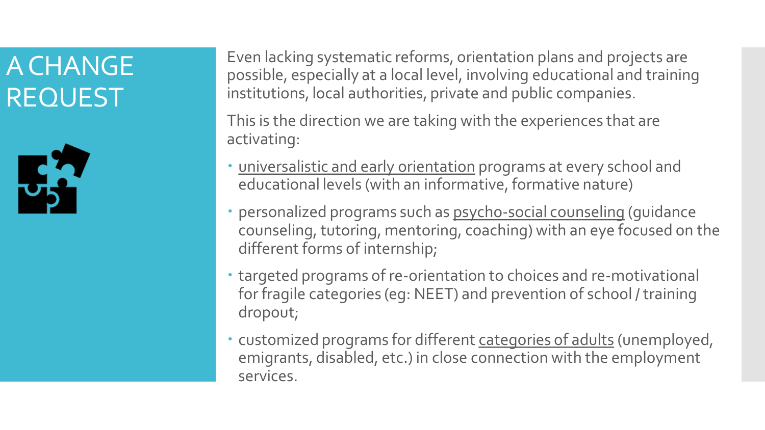# A CHANGE REQUEST

Even lacking systematic reforms, orientation plans and projects are possible, especially at a local level, involving educational and training institutions, local authorities, private and public companies.

This is the direction we are taking with the experiences that are activating:

- <u>universalistic and early orientation</u> programs at every school and educational levels (with an informative, formative nature)
- personalized programs such as <u>psycho-social counseling</u> (guidance counseling, tutoring, mentoring, coaching) with an eye focused on the different forms of internship;
- targeted programs of re-orientation to choices and re-motivational for fragile categories (eg: NEET) and prevention of school / training dropout;
- customized programs for different <u>categories of adults</u> (unemployed, emigrants, disabled, etc.) in close connection with the employment services.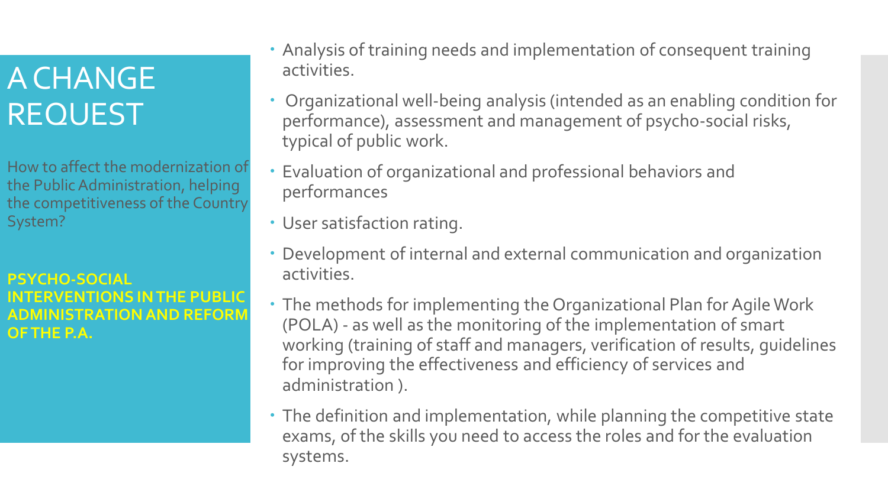# A CHANGE REQUEST

How to affect the modernization of the Public Administration, helping the competitiveness of the Country System?

**PSYCHO-SOCIAL INTERVENTIONS IN THE PUBLIC ADMINISTRATION AND REFORM OF THE P.A.**

- Analysis of training needs and implementation of consequent training activities.
- Organizational well-being analysis (intended as an enabling condition for performance), assessment and management of psycho-social risks, typical of public work.
- Evaluation of organizational and professional behaviors and performances
- User satisfaction rating.
- Development of internal and external communication and organization activities.
- The methods for implementing the Organizational Plan for Agile Work (POLA) - as well as the monitoring of the implementation of smart working (training of staff and managers, verification of results, guidelines for improving the effectiveness and efficiency of services and administration ).
- The definition and implementation, while planning the competitive state exams, of the skills you need to access the roles and for the evaluation systems.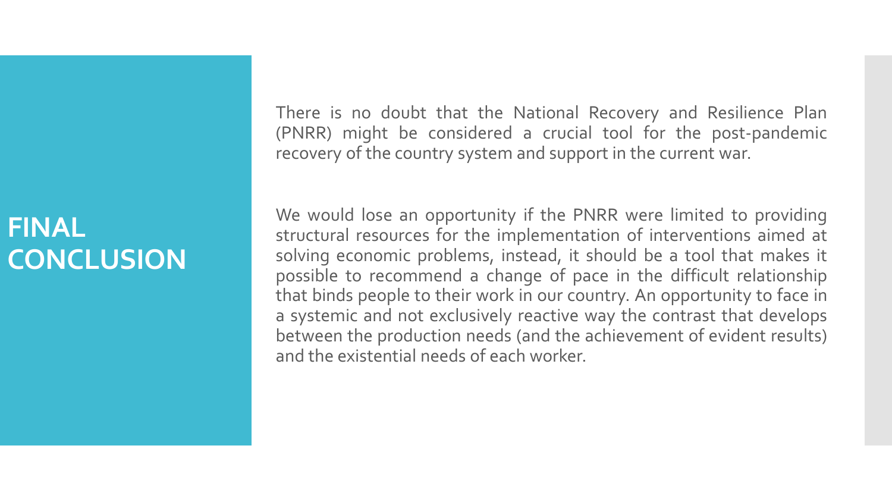# FINAL CONCLUSION

There is no doubt that the National Recovery and Resilience Plan (PNRR) might be considered a crucial tool for the post-pandemic recovery of the country system and support in the current war.

We would lose an opportunity if the PNRR were limited to providing structural resources for the implementation of interventions aimed at solving economic problems, instead, it should be a tool that makes it possible to recommend a change of pace in the difficult relationship that binds people to their work in our country. An opportunity to face in a systemic and not exclusively reactive way the contrast that develops between the production needs (and the achievement of evident results) and the existential needs of each worker.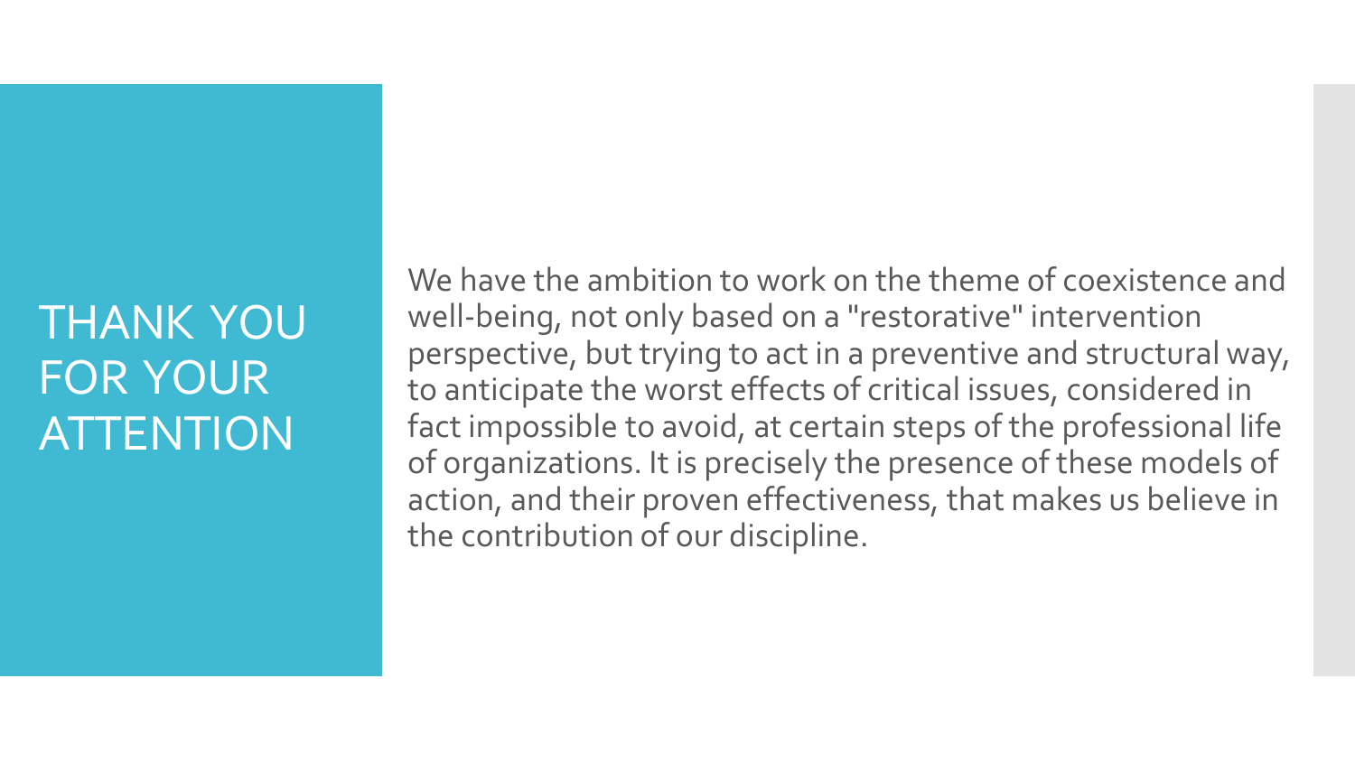# THANK YOU FOR YOUR ATTENTION

We have the ambition to work on the theme of coexistence and well-being, not only based on a "restorative" intervention perspective, but trying to act in a preventive and structural way, to anticipate the worst effects of critical issues, considered in fact impossible to avoid, at certain steps of the professional life of organizations. It is precisely the presence of these models of action, and their proven effectiveness, that makes us believe in the contribution of our discipline.